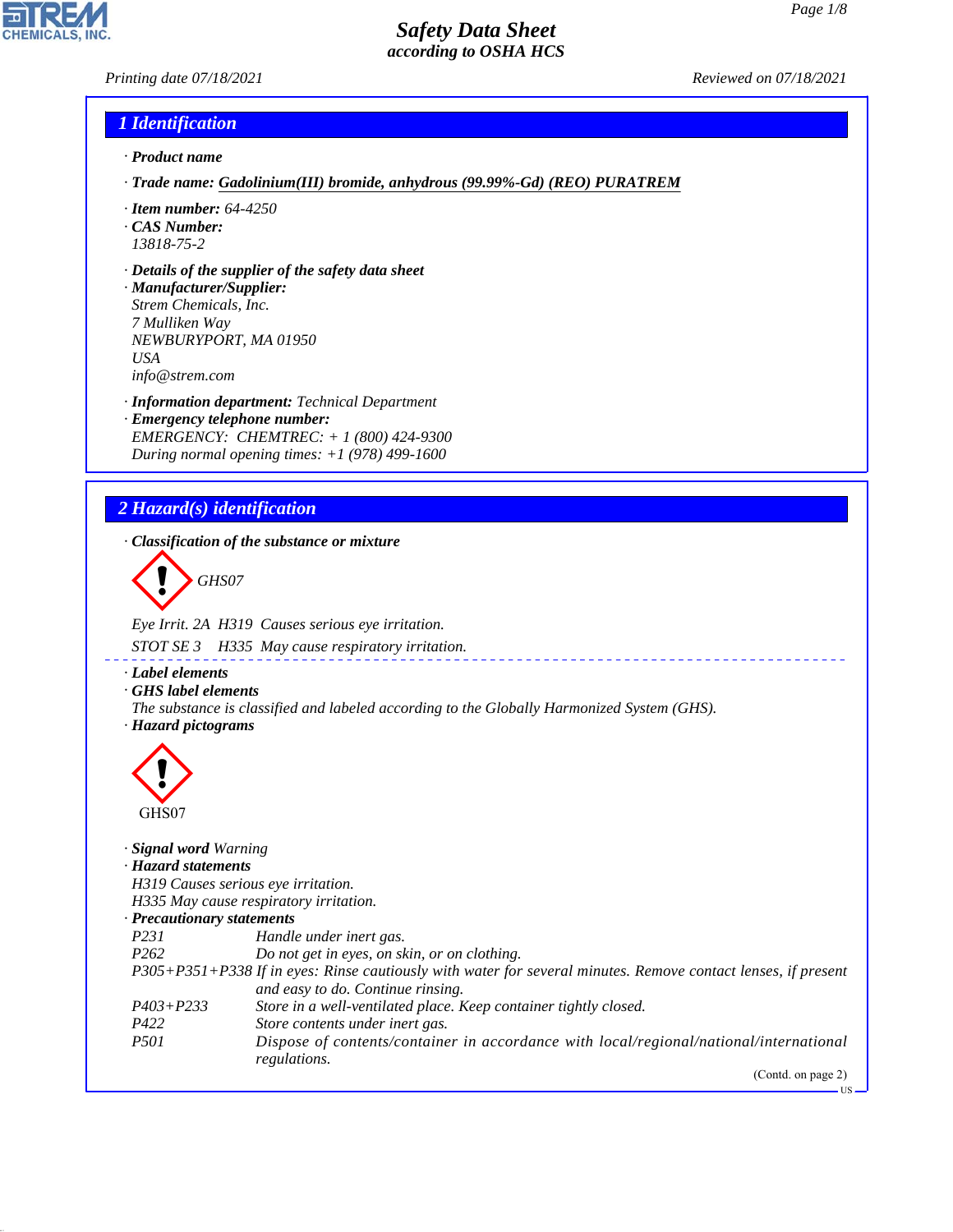# Safety Data Sheet
## according to OSHA HCS

Printing date 07/18/2021 Reviewed on 07/18/2021

## 1 Identification

· **Product name**

· **Trade name:** Gadolinium(III) bromide, anhydrous (99.99%-Gd) (REO) PURATREM

· **Item number:** 64-4250

· **CAS Number:**
13818-75-2

· **Details of the supplier of the safety data sheet**

· **Manufacturer/Supplier:**
Strem Chemicals, Inc.
7 Mulliken Way
NEWBURYPORT, MA 01950
USA
info@strem.com

· **Information department:** Technical Department

· **Emergency telephone number:**
EMERGENCY: CHEMTREC: + 1 (800) 424-9300
During normal opening times: +1 (978) 499-1600

## 2 Hazard(s) identification

· **Classification of the substance or mixture**

GHS07

Eye Irrit. 2A H319 Causes serious eye irritation.

STOT SE 3 H335 May cause respiratory irritation.

· **Label elements**

· **GHS label elements**
The substance is classified and labeled according to the Globally Harmonized System (GHS).

· **Hazard pictograms**

GHS07

· **Signal word** Warning

· **Hazard statements**
H319 Causes serious eye irritation.
H335 May cause respiratory irritation.

· **Precautionary statements**

| | |
|---|---|
| P231 | Handle under inert gas. |
| P262 | Do not get in eyes, on skin, or on clothing. |
| P305+P351+P338 | If in eyes: Rinse cautiously with water for several minutes. Remove contact lenses, if present and easy to do. Continue rinsing. |
| P403+P233 | Store in a well-ventilated place. Keep container tightly closed. |
| P422 | Store contents under inert gas. |
| P501 | Dispose of contents/container in accordance with local/regional/national/international regulations. |

(Contd. on page 2)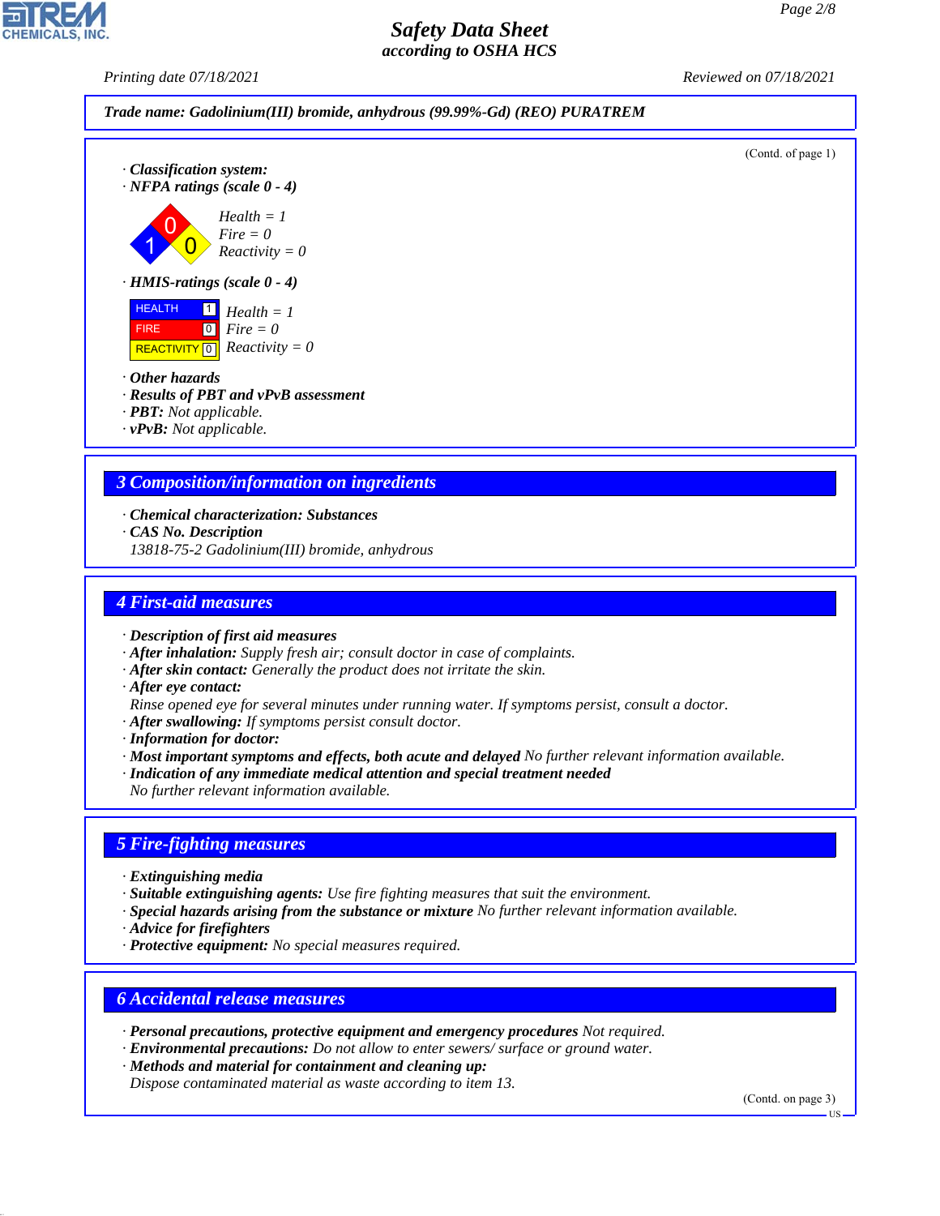**Trade name: Gadolinium(III) bromide, anhydrous (99.99%-Gd) (REO) PURATREM**

(Contd. of page 1)

· **Classification system:**
· **NFPA ratings (scale 0 - 4)**

Health = 1
Fire = 0
Reactivity = 0

· **HMIS-ratings (scale 0 - 4)**

| | | |
|---|---|---|
| HEALTH | 1 | Health = 1 |
| FIRE | 0 | Fire = 0 |
| REACTIVITY | 0 | Reactivity = 0 |

· **Other hazards**
· **Results of PBT and vPvB assessment**
· **PBT:** Not applicable.
· **vPvB:** Not applicable.

## 3 Composition/information on ingredients

· **Chemical characterization: Substances**
· **CAS No. Description**
13818-75-2 Gadolinium(III) bromide, anhydrous

## 4 First-aid measures

· **Description of first aid measures**
· **After inhalation:** Supply fresh air; consult doctor in case of complaints.
· **After skin contact:** Generally the product does not irritate the skin.
· **After eye contact:**
Rinse opened eye for several minutes under running water. If symptoms persist, consult a doctor.
· **After swallowing:** If symptoms persist consult doctor.
· **Information for doctor:**
· **Most important symptoms and effects, both acute and delayed** No further relevant information available.
· **Indication of any immediate medical attention and special treatment needed**
No further relevant information available.

## 5 Fire-fighting measures

· **Extinguishing media**
· **Suitable extinguishing agents:** Use fire fighting measures that suit the environment.
· **Special hazards arising from the substance or mixture** No further relevant information available.
· **Advice for firefighters**
· **Protective equipment:** No special measures required.

## 6 Accidental release measures

· **Personal precautions, protective equipment and emergency procedures** Not required.
· **Environmental precautions:** Do not allow to enter sewers/ surface or ground water.
· **Methods and material for containment and cleaning up:**
Dispose contaminated material as waste according to item 13.

(Contd. on page 3)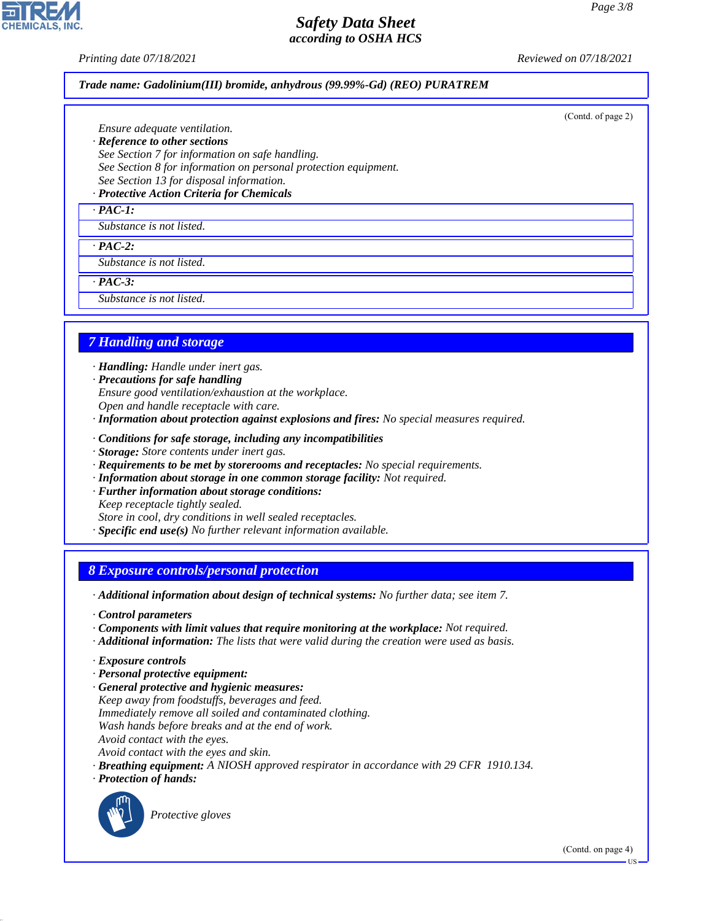**Trade name: Gadolinium(III) bromide, anhydrous (99.99%-Gd) (REO) PURATREM**

(Contd. of page 2)

Ensure adequate ventilation.

· **Reference to other sections**
See Section 7 for information on safe handling.
See Section 8 for information on personal protection equipment.
See Section 13 for disposal information.

· **Protective Action Criteria for Chemicals**

· **PAC-1:**
Substance is not listed.

· **PAC-2:**
Substance is not listed.

· **PAC-3:**
Substance is not listed.

## 7 Handling and storage

· **Handling:** Handle under inert gas.
· **Precautions for safe handling**
Ensure good ventilation/exhaustion at the workplace.
Open and handle receptacle with care.
· **Information about protection against explosions and fires:** No special measures required.

· **Conditions for safe storage, including any incompatibilities**
· **Storage:** Store contents under inert gas.
· **Requirements to be met by storerooms and receptacles:** No special requirements.
· **Information about storage in one common storage facility:** Not required.
· **Further information about storage conditions:**
Keep receptacle tightly sealed.
Store in cool, dry conditions in well sealed receptacles.
· **Specific end use(s)** No further relevant information available.

## 8 Exposure controls/personal protection

· **Additional information about design of technical systems:** No further data; see item 7.

· **Control parameters**
· **Components with limit values that require monitoring at the workplace:** Not required.
· **Additional information:** The lists that were valid during the creation were used as basis.

· **Exposure controls**
· **Personal protective equipment:**
· **General protective and hygienic measures:**
Keep away from foodstuffs, beverages and feed.
Immediately remove all soiled and contaminated clothing.
Wash hands before breaks and at the end of work.
Avoid contact with the eyes.
Avoid contact with the eyes and skin.
· **Breathing equipment:** A NIOSH approved respirator in accordance with 29 CFR 1910.134.
· **Protection of hands:**

Protective gloves

(Contd. on page 4)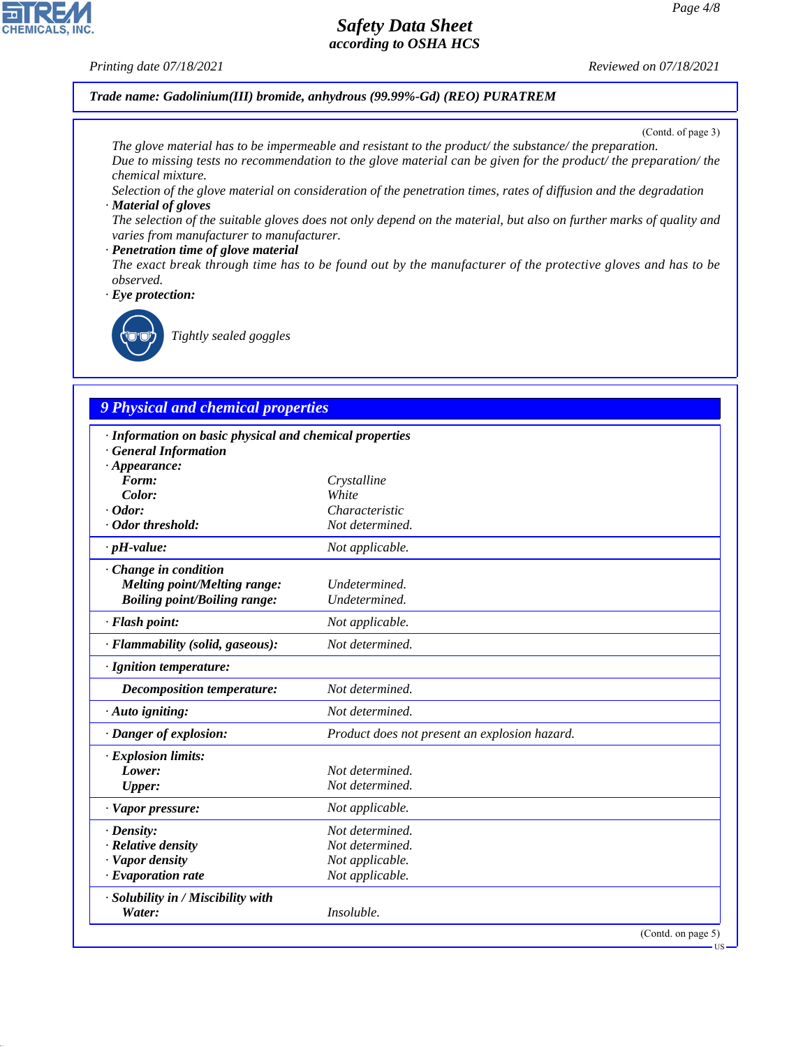**Trade name: Gadolinium(III) bromide, anhydrous (99.99%-Gd) (REO) PURATREM**

(Contd. of page 3)

The glove material has to be impermeable and resistant to the product/ the substance/ the preparation.
Due to missing tests no recommendation to the glove material can be given for the product/ the preparation/ the chemical mixture.
Selection of the glove material on consideration of the penetration times, rates of diffusion and the degradation

· **Material of gloves**
The selection of the suitable gloves does not only depend on the material, but also on further marks of quality and varies from manufacturer to manufacturer.

· **Penetration time of glove material**
The exact break through time has to be found out by the manufacturer of the protective gloves and has to be observed.

· **Eye protection:**
Tightly sealed goggles

## 9 Physical and chemical properties

| | |
|---|---|
| · **Information on basic physical and chemical properties** | |
| · **General Information** | |
| · **Appearance:** | |
| **Form:** | Crystalline |
| **Color:** | White |
| · **Odor:** | Characteristic |
| · **Odor threshold:** | Not determined. |
| · **pH-value:** | Not applicable. |
| · **Change in condition** | |
| **Melting point/Melting range:** | Undetermined. |
| **Boiling point/Boiling range:** | Undetermined. |
| · **Flash point:** | Not applicable. |
| · **Flammability (solid, gaseous):** | Not determined. |
| · **Ignition temperature:** | |
| **Decomposition temperature:** | Not determined. |
| · **Auto igniting:** | Not determined. |
| · **Danger of explosion:** | Product does not present an explosion hazard. |
| · **Explosion limits:** | |
| **Lower:** | Not determined. |
| **Upper:** | Not determined. |
| · **Vapor pressure:** | Not applicable. |
| · **Density:** | Not determined. |
| · **Relative density** | Not determined. |
| · **Vapor density** | Not applicable. |
| · **Evaporation rate** | Not applicable. |
| · **Solubility in / Miscibility with** | |
| **Water:** | Insoluble. |

(Contd. on page 5)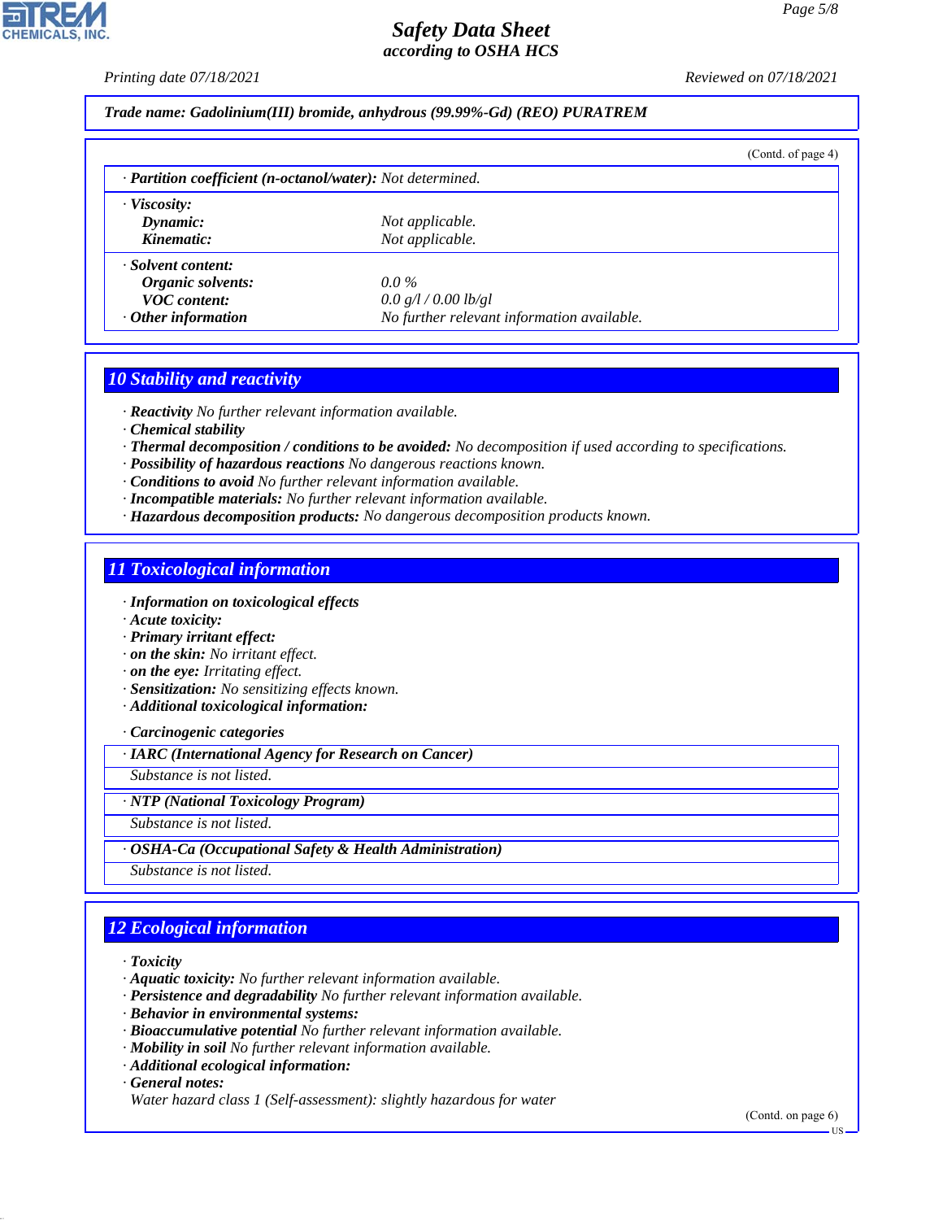Trade name: Gadolinium(III) bromide, anhydrous (99.99%-Gd) (REO) PURATREM

(Contd. of page 4)

· **Partition coefficient (n-octanol/water):** Not determined.

· **Viscosity:**
  - **Dynamic:** Not applicable.
  - **Kinematic:** Not applicable.

· **Solvent content:**
  - **Organic solvents:** 0.0 %
  - **VOC content:** 0.0 g/l / 0.00 lb/gl

· **Other information** No further relevant information available.

## 10 Stability and reactivity

· **Reactivity** No further relevant information available.
· **Chemical stability**
· **Thermal decomposition / conditions to be avoided:** No decomposition if used according to specifications.
· **Possibility of hazardous reactions** No dangerous reactions known.
· **Conditions to avoid** No further relevant information available.
· **Incompatible materials:** No further relevant information available.
· **Hazardous decomposition products:** No dangerous decomposition products known.

## 11 Toxicological information

· **Information on toxicological effects**
· **Acute toxicity:**
· **Primary irritant effect:**
· **on the skin:** No irritant effect.
· **on the eye:** Irritating effect.
· **Sensitization:** No sensitizing effects known.
· **Additional toxicological information:**

· **Carcinogenic categories**

· **IARC (International Agency for Research on Cancer)**

Substance is not listed.

· **NTP (National Toxicology Program)**

Substance is not listed.

· **OSHA-Ca (Occupational Safety & Health Administration)**

Substance is not listed.

## 12 Ecological information

· **Toxicity**
· **Aquatic toxicity:** No further relevant information available.
· **Persistence and degradability** No further relevant information available.
· **Behavior in environmental systems:**
· **Bioaccumulative potential** No further relevant information available.
· **Mobility in soil** No further relevant information available.
· **Additional ecological information:**
· **General notes:**
Water hazard class 1 (Self-assessment): slightly hazardous for water

(Contd. on page 6)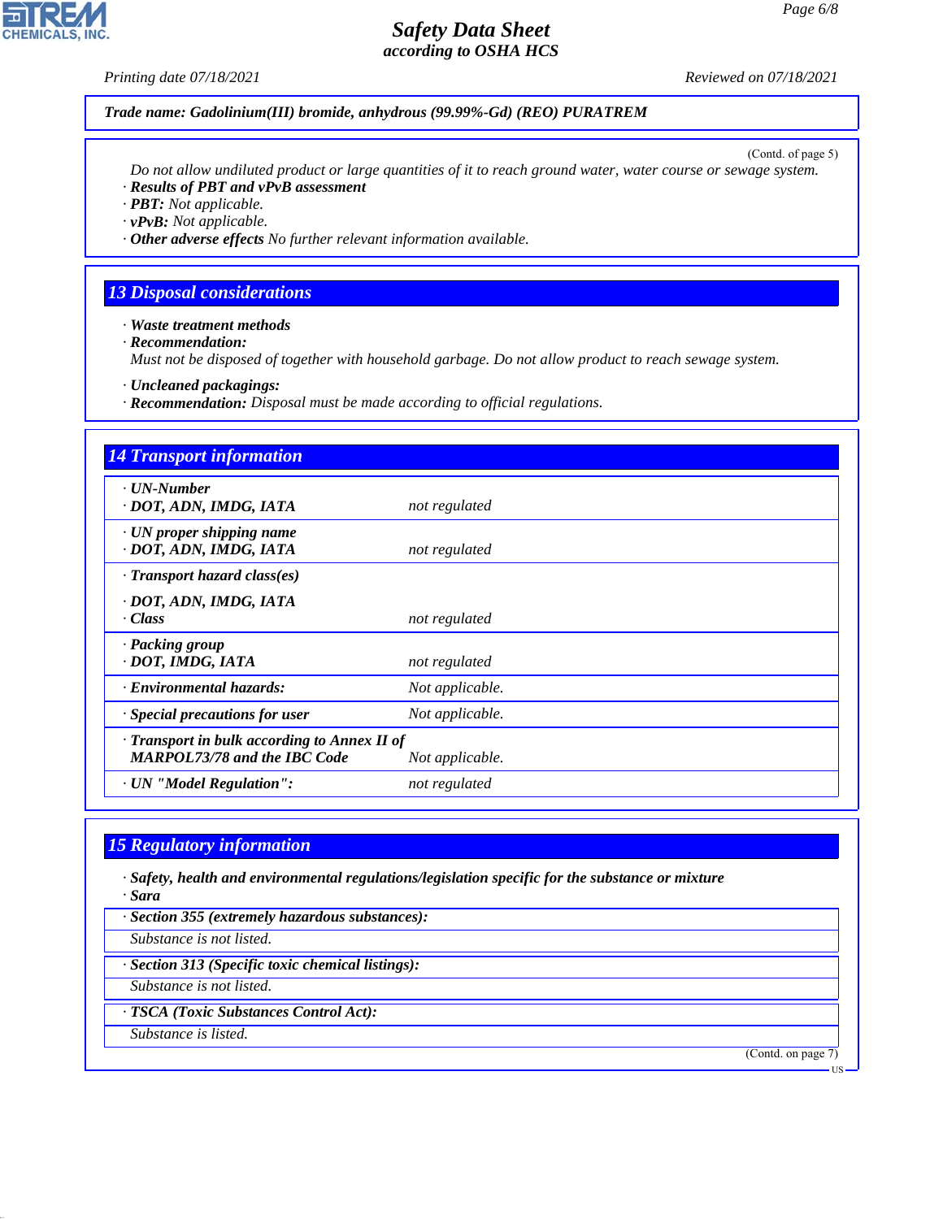Trade name: **Gadolinium(III) bromide, anhydrous (99.99%-Gd) (REO) PURATREM**

(Contd. of page 5)

Do not allow undiluted product or large quantities of it to reach ground water, water course or sewage system.

· **Results of PBT and vPvB assessment**
· **PBT:** Not applicable.
· **vPvB:** Not applicable.
· **Other adverse effects** No further relevant information available.

## 13 Disposal considerations

· **Waste treatment methods**
· **Recommendation:**
Must not be disposed of together with household garbage. Do not allow product to reach sewage system.

· **Uncleaned packagings:**
· **Recommendation:** Disposal must be made according to official regulations.

## 14 Transport information

| | |
|---|---|
| · **UN-Number**<br>· **DOT, ADN, IMDG, IATA** | not regulated |
| · **UN proper shipping name**<br>· **DOT, ADN, IMDG, IATA** | not regulated |
| · **Transport hazard class(es)**<br>· **DOT, ADN, IMDG, IATA**<br>· **Class** | not regulated |
| · **Packing group**<br>· **DOT, IMDG, IATA** | not regulated |
| · **Environmental hazards:** | Not applicable. |
| · **Special precautions for user** | Not applicable. |
| · **Transport in bulk according to Annex II of MARPOL73/78 and the IBC Code** | Not applicable. |
| · **UN "Model Regulation":** | not regulated |

## 15 Regulatory information

· **Safety, health and environmental regulations/legislation specific for the substance or mixture**
· **Sara**

· **Section 355 (extremely hazardous substances):**
Substance is not listed.

· **Section 313 (Specific toxic chemical listings):**
Substance is not listed.

· **TSCA (Toxic Substances Control Act):**
Substance is listed.

(Contd. on page 7)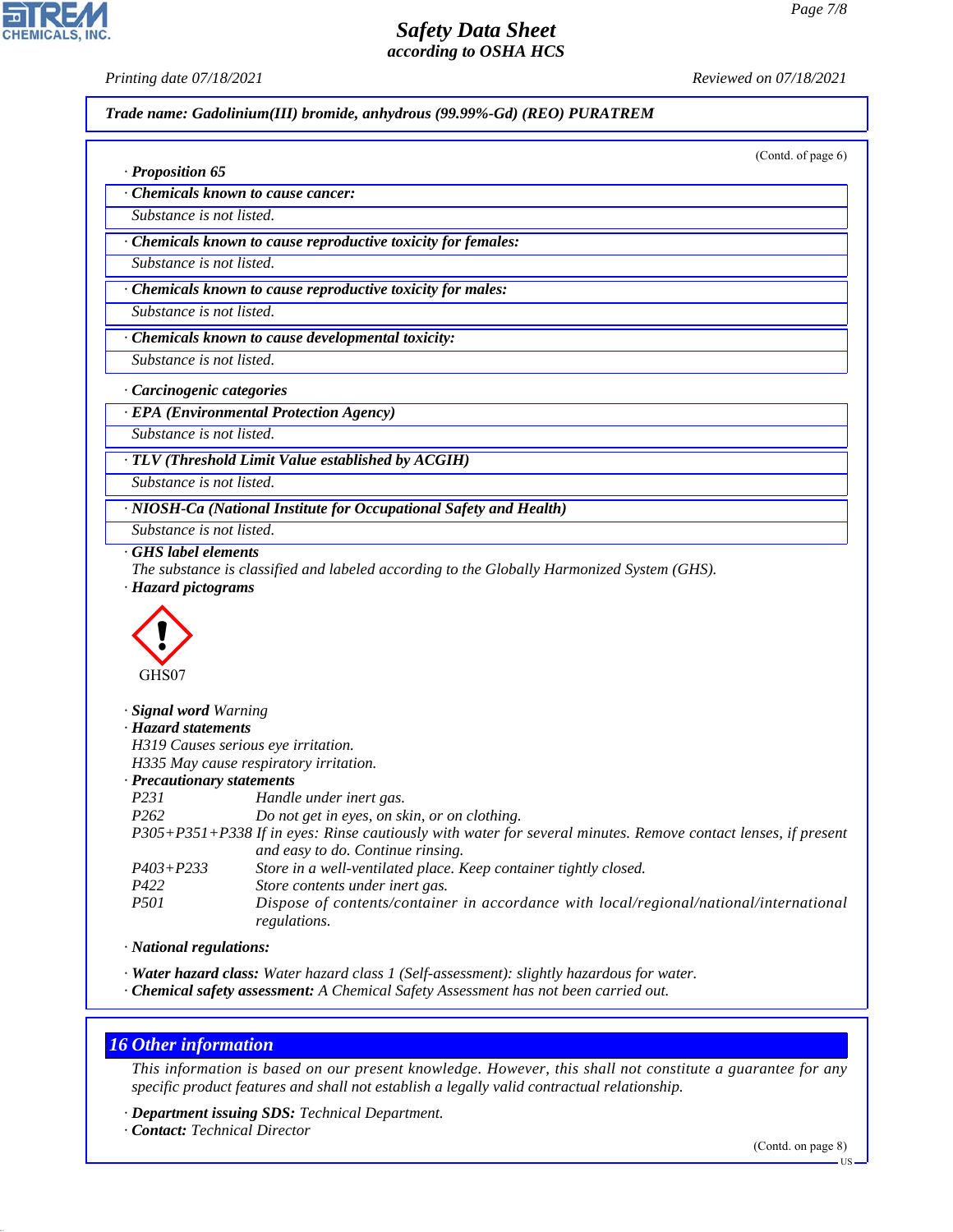**Trade name: Gadolinium(III) bromide, anhydrous (99.99%-Gd) (REO) PURATREM**

(Contd. of page 6)

· **Proposition 65**

· **Chemicals known to cause cancer:**
Substance is not listed.

· **Chemicals known to cause reproductive toxicity for females:**
Substance is not listed.

· **Chemicals known to cause reproductive toxicity for males:**
Substance is not listed.

· **Chemicals known to cause developmental toxicity:**
Substance is not listed.

· **Carcinogenic categories**

· **EPA (Environmental Protection Agency)**
Substance is not listed.

· **TLV (Threshold Limit Value established by ACGIH)**
Substance is not listed.

· **NIOSH-Ca (National Institute for Occupational Safety and Health)**
Substance is not listed.

· **GHS label elements**
The substance is classified and labeled according to the Globally Harmonized System (GHS).

· **Hazard pictograms**

GHS07

· **Signal word** Warning

· **Hazard statements**
H319 Causes serious eye irritation.
H335 May cause respiratory irritation.

· **Precautionary statements**

| | |
|---|---|
| P231 | Handle under inert gas. |
| P262 | Do not get in eyes, on skin, or on clothing. |
| P305+P351+P338 | If in eyes: Rinse cautiously with water for several minutes. Remove contact lenses, if present and easy to do. Continue rinsing. |
| P403+P233 | Store in a well-ventilated place. Keep container tightly closed. |
| P422 | Store contents under inert gas. |
| P501 | Dispose of contents/container in accordance with local/regional/national/international regulations. |

· **National regulations:**

· **Water hazard class:** Water hazard class 1 (Self-assessment): slightly hazardous for water.
· **Chemical safety assessment:** A Chemical Safety Assessment has not been carried out.

## 16 Other information

This information is based on our present knowledge. However, this shall not constitute a guarantee for any specific product features and shall not establish a legally valid contractual relationship.

· **Department issuing SDS:** Technical Department.
· **Contact:** Technical Director

(Contd. on page 8)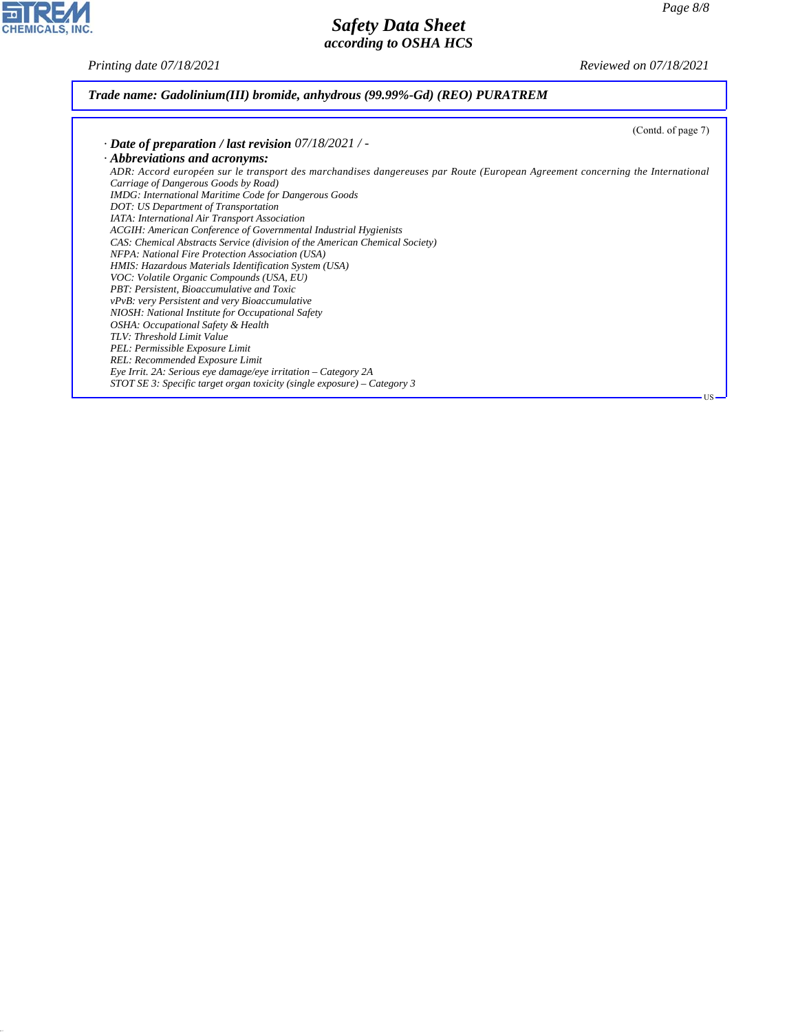**Trade name: Gadolinium(III) bromide, anhydrous (99.99%-Gd) (REO) PURATREM**

(Contd. of page 7)

· **Date of preparation / last revision** 07/18/2021 / -

· **Abbreviations and acronyms:**

ADR: Accord européen sur le transport des marchandises dangereuses par Route (European Agreement concerning the International Carriage of Dangerous Goods by Road)
IMDG: International Maritime Code for Dangerous Goods
DOT: US Department of Transportation
IATA: International Air Transport Association
ACGIH: American Conference of Governmental Industrial Hygienists
CAS: Chemical Abstracts Service (division of the American Chemical Society)
NFPA: National Fire Protection Association (USA)
HMIS: Hazardous Materials Identification System (USA)
VOC: Volatile Organic Compounds (USA, EU)
PBT: Persistent, Bioaccumulative and Toxic
vPvB: very Persistent and very Bioaccumulative
NIOSH: National Institute for Occupational Safety
OSHA: Occupational Safety & Health
TLV: Threshold Limit Value
PEL: Permissible Exposure Limit
REL: Recommended Exposure Limit
Eye Irrit. 2A: Serious eye damage/eye irritation – Category 2A
STOT SE 3: Specific target organ toxicity (single exposure) – Category 3